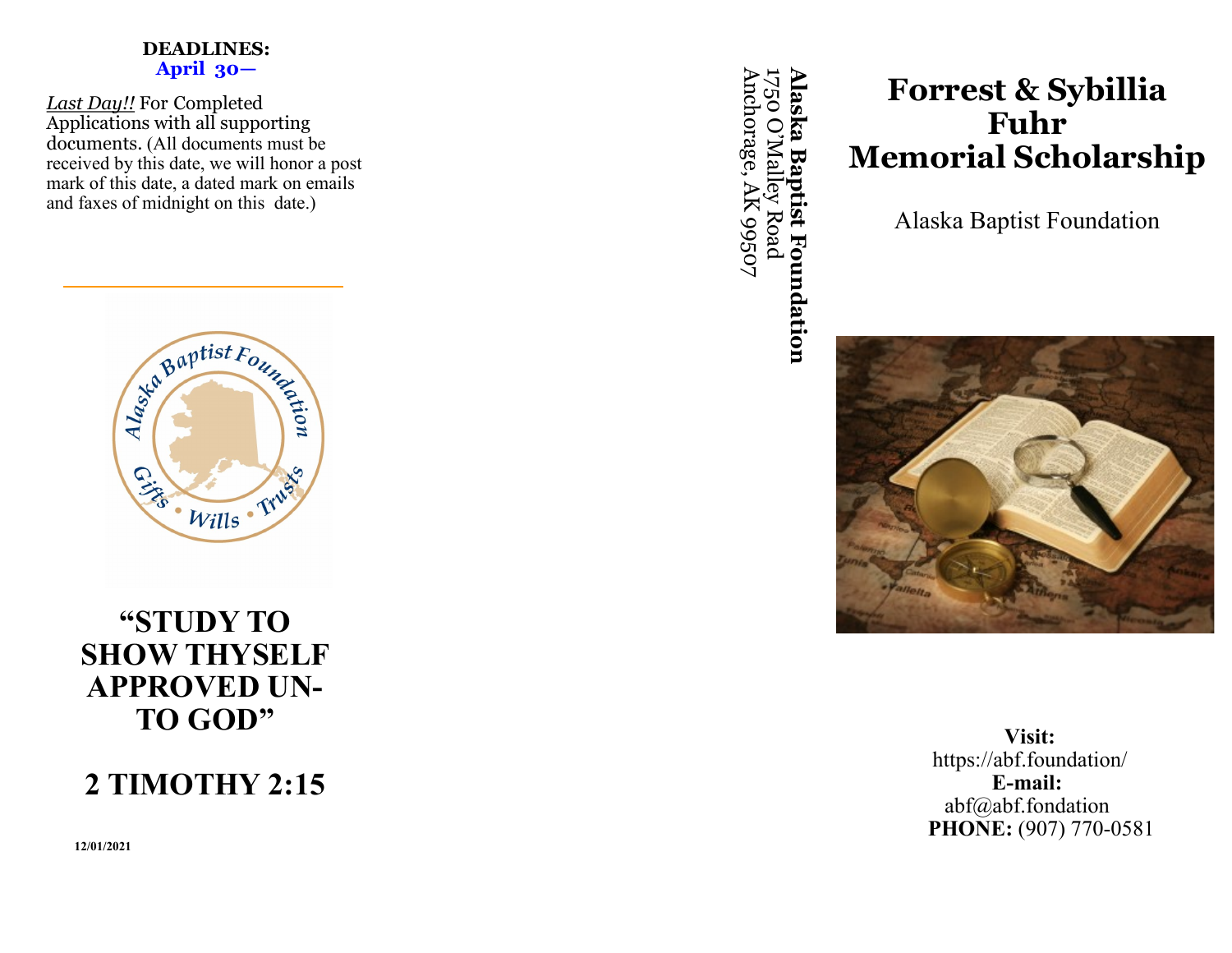**DEADLINES:**
**April 30—**

*Last Day!!* For Completed Applications with all supporting documents. (All documents must be received by this date, we will honor a post mark of this date, a dated mark on emails and faxes of midnight on this date.)

# "STUDY TO SHOW THYSELF APPROVED UNTO GOD"

# 2 TIMOTHY 2:15

12/01/2021

**Alaska Baptist Foundation**
1750 O'Malley Road
Anchorage, AK 99507

# Forrest & Sybillia Fuhr Memorial Scholarship

Alaska Baptist Foundation

**Visit:**
https://abf.foundation/
**E-mail:**
abf@abf.fondation
**PHONE:** (907) 770-0581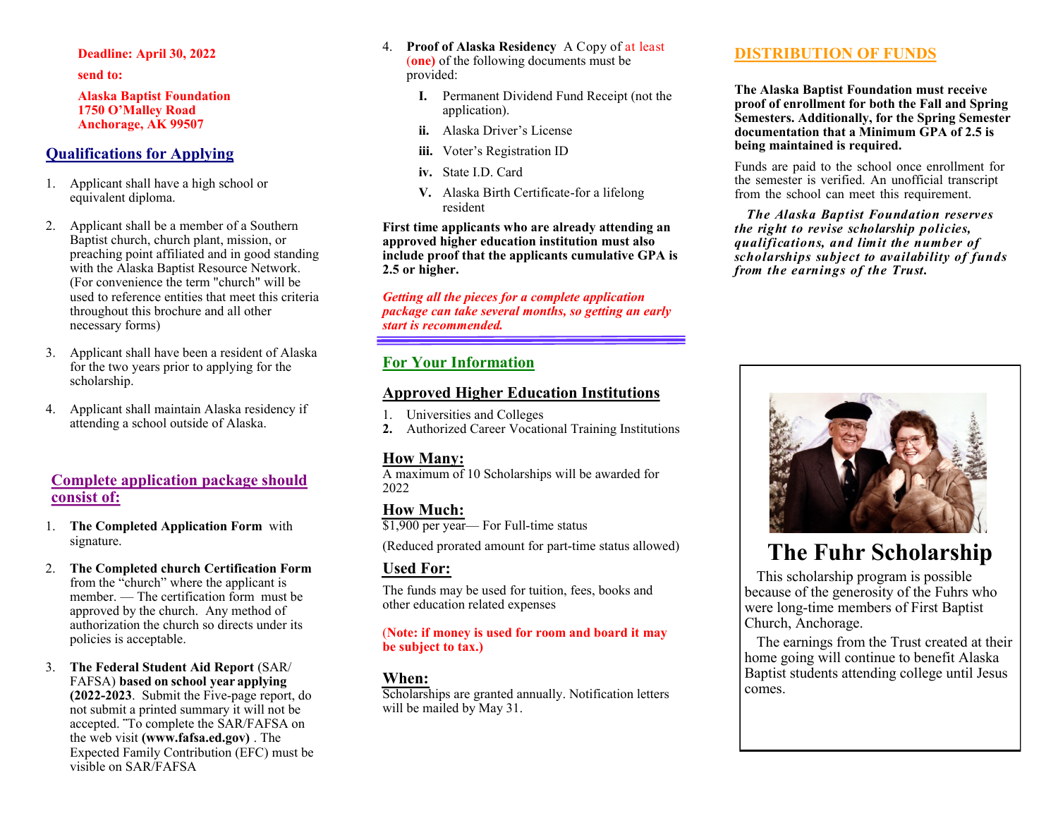**Deadline: April 30, 2022**

**send to:**

**Alaska Baptist Foundation**
**1750 O'Malley Road**
**Anchorage, AK 99507**

## Qualifications for Applying

1. Applicant shall have a high school or equivalent diploma.
2. Applicant shall be a member of a Southern Baptist church, church plant, mission, or preaching point affiliated and in good standing with the Alaska Baptist Resource Network. (For convenience the term "church" will be used to reference entities that meet this criteria throughout this brochure and all other necessary forms)
3. Applicant shall have been a resident of Alaska for the two years prior to applying for the scholarship.
4. Applicant shall maintain Alaska residency if attending a school outside of Alaska.

## Complete application package should consist of:

1. **The Completed Application Form** with signature.
2. **The Completed church Certification Form** from the "church" where the applicant is member. — The certification form must be approved by the church. Any method of authorization the church so directs under its policies is acceptable.
3. **The Federal Student Aid Report** (SAR/ FAFSA) **based on school year applying (2022-2023**. Submit the Five-page report, do not submit a printed summary it will not be accepted. "To complete the SAR/FAFSA on the web visit **(www.fafsa.ed.gov)** . The Expected Family Contribution (EFC) must be visible on SAR/FAFSA
4. **Proof of Alaska Residency** A Copy of at least **(one)** of the following documents must be provided:
   - **I.** Permanent Dividend Fund Receipt (not the application).
   - **ii.** Alaska Driver's License
   - **iii.** Voter's Registration ID
   - **iv.** State I.D. Card
   - **V.** Alaska Birth Certificate-for a lifelong resident

**First time applicants who are already attending an approved higher education institution must also include proof that the applicants cumulative GPA is 2.5 or higher.**

***Getting all the pieces for a complete application package can take several months, so getting an early start is recommended.***

## For Your Information

### Approved Higher Education Institutions

1. Universities and Colleges
2. Authorized Career Vocational Training Institutions

### How Many:

A maximum of 10 Scholarships will be awarded for 2022

### How Much:

$1,900 per year— For Full-time status

(Reduced prorated amount for part-time status allowed)

### Used For:

The funds may be used for tuition, fees, books and other education related expenses

**(Note: if money is used for room and board it may be subject to tax.)**

### When:

Scholarships are granted annually. Notification letters will be mailed by May 31.

## DISTRIBUTION OF FUNDS

**The Alaska Baptist Foundation must receive proof of enrollment for both the Fall and Spring Semesters. Additionally, for the Spring Semester documentation that a Minimum GPA of 2.5 is being maintained is required.**

Funds are paid to the school once enrollment for the semester is verified. An unofficial transcript from the school can meet this requirement.

***The Alaska Baptist Foundation reserves the right to revise scholarship policies, qualifications, and limit the number of scholarships subject to availability of funds from the earnings of the Trust.***

# The Fuhr Scholarship

This scholarship program is possible because of the generosity of the Fuhrs who were long-time members of First Baptist Church, Anchorage.

The earnings from the Trust created at their home going will continue to benefit Alaska Baptist students attending college until Jesus comes.